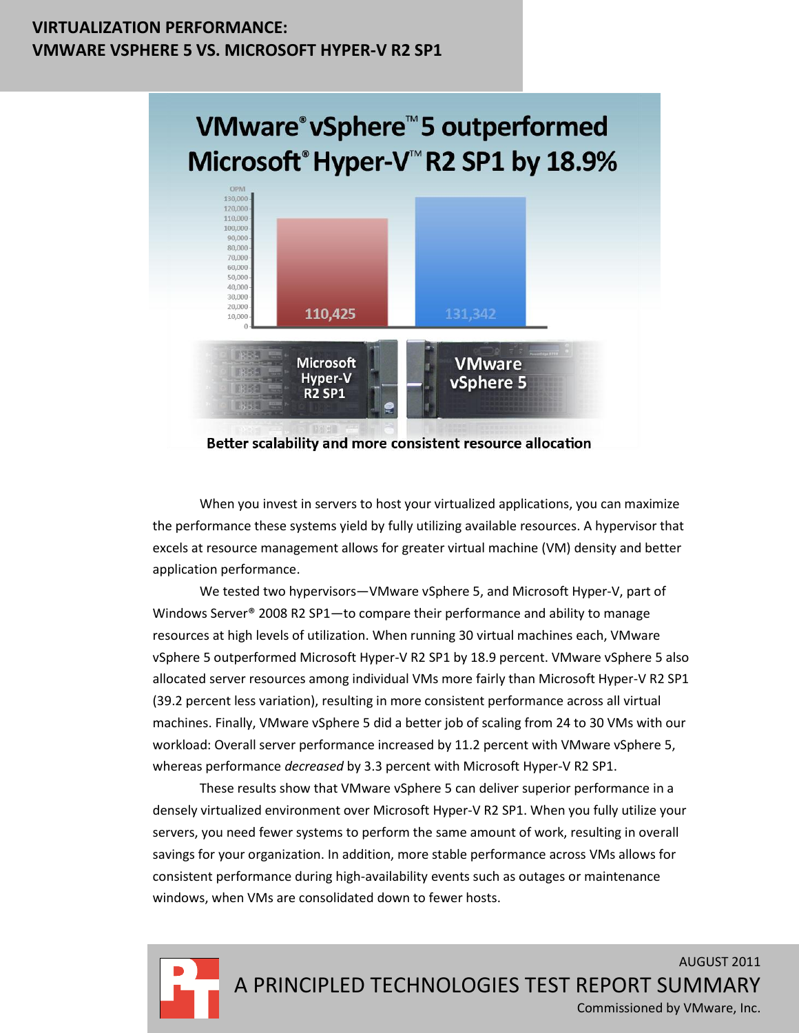# VIRTUALIZATION PERFORMANCE: VMWARE VSPHERE 5 VS. MICROSOFT HYPER-V R2 SP1

## VMware® vSphere™ 5 outperformed Microsoft® Hyper-V™ R2 SP1 by 18.9%

| | OPM |
|---|---|
| Microsoft Hyper-V R2 SP1 | 110,425 |
| VMware vSphere 5 | 131,342 |

**Better scalability and more consistent resource allocation**

When you invest in servers to host your virtualized applications, you can maximize the performance these systems yield by fully utilizing available resources. A hypervisor that excels at resource management allows for greater virtual machine (VM) density and better application performance.

We tested two hypervisors—VMware vSphere 5, and Microsoft Hyper-V, part of Windows Server® 2008 R2 SP1—to compare their performance and ability to manage resources at high levels of utilization. When running 30 virtual machines each, VMware vSphere 5 outperformed Microsoft Hyper-V R2 SP1 by 18.9 percent. VMware vSphere 5 also allocated server resources among individual VMs more fairly than Microsoft Hyper-V R2 SP1 (39.2 percent less variation), resulting in more consistent performance across all virtual machines. Finally, VMware vSphere 5 did a better job of scaling from 24 to 30 VMs with our workload: Overall server performance increased by 11.2 percent with VMware vSphere 5, whereas performance *decreased* by 3.3 percent with Microsoft Hyper-V R2 SP1.

These results show that VMware vSphere 5 can deliver superior performance in a densely virtualized environment over Microsoft Hyper-V R2 SP1. When you fully utilize your servers, you need fewer systems to perform the same amount of work, resulting in overall savings for your organization. In addition, more stable performance across VMs allows for consistent performance during high-availability events such as outages or maintenance windows, when VMs are consolidated down to fewer hosts.

AUGUST 2011

A PRINCIPLED TECHNOLOGIES TEST REPORT SUMMARY

Commissioned by VMware, Inc.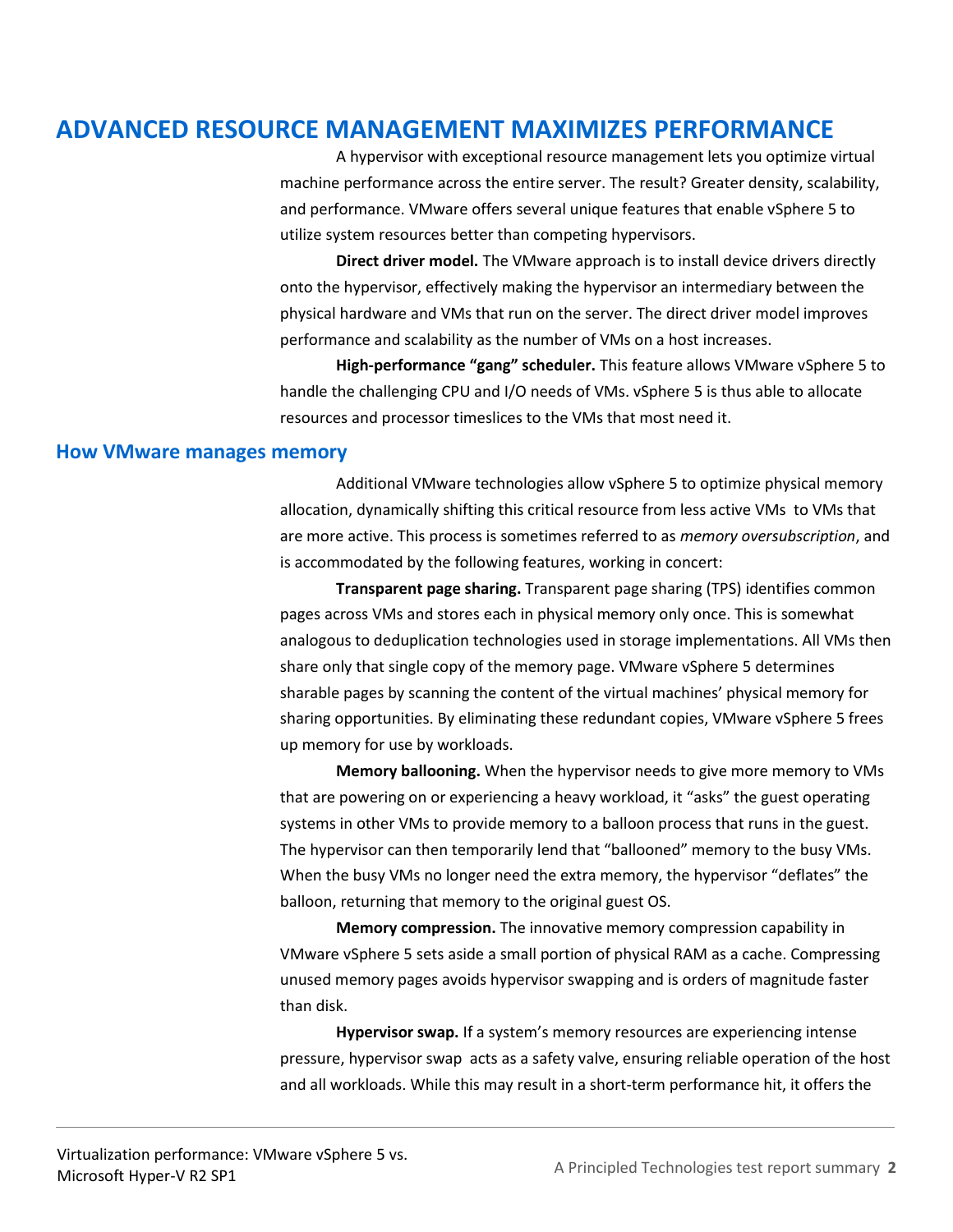# ADVANCED RESOURCE MANAGEMENT MAXIMIZES PERFORMANCE

A hypervisor with exceptional resource management lets you optimize virtual machine performance across the entire server. The result? Greater density, scalability, and performance. VMware offers several unique features that enable vSphere 5 to utilize system resources better than competing hypervisors.

**Direct driver model.** The VMware approach is to install device drivers directly onto the hypervisor, effectively making the hypervisor an intermediary between the physical hardware and VMs that run on the server. The direct driver model improves performance and scalability as the number of VMs on a host increases.

**High-performance "gang" scheduler.** This feature allows VMware vSphere 5 to handle the challenging CPU and I/O needs of VMs. vSphere 5 is thus able to allocate resources and processor timeslices to the VMs that most need it.

## How VMware manages memory

Additional VMware technologies allow vSphere 5 to optimize physical memory allocation, dynamically shifting this critical resource from less active VMs to VMs that are more active. This process is sometimes referred to as *memory oversubscription*, and is accommodated by the following features, working in concert:

**Transparent page sharing.** Transparent page sharing (TPS) identifies common pages across VMs and stores each in physical memory only once. This is somewhat analogous to deduplication technologies used in storage implementations. All VMs then share only that single copy of the memory page. VMware vSphere 5 determines sharable pages by scanning the content of the virtual machines' physical memory for sharing opportunities. By eliminating these redundant copies, VMware vSphere 5 frees up memory for use by workloads.

**Memory ballooning.** When the hypervisor needs to give more memory to VMs that are powering on or experiencing a heavy workload, it "asks" the guest operating systems in other VMs to provide memory to a balloon process that runs in the guest. The hypervisor can then temporarily lend that "ballooned" memory to the busy VMs. When the busy VMs no longer need the extra memory, the hypervisor "deflates" the balloon, returning that memory to the original guest OS.

**Memory compression.** The innovative memory compression capability in VMware vSphere 5 sets aside a small portion of physical RAM as a cache. Compressing unused memory pages avoids hypervisor swapping and is orders of magnitude faster than disk.

**Hypervisor swap.** If a system's memory resources are experiencing intense pressure, hypervisor swap acts as a safety valve, ensuring reliable operation of the host and all workloads. While this may result in a short-term performance hit, it offers the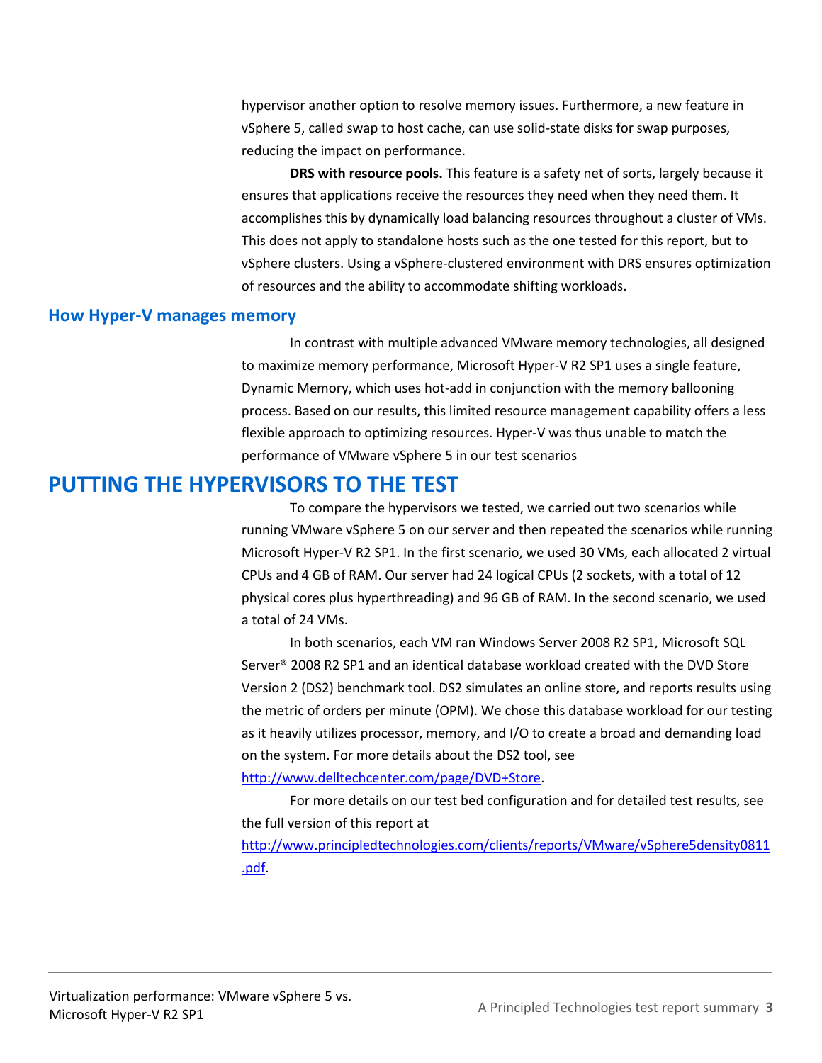hypervisor another option to resolve memory issues. Furthermore, a new feature in vSphere 5, called swap to host cache, can use solid-state disks for swap purposes, reducing the impact on performance.

**DRS with resource pools.** This feature is a safety net of sorts, largely because it ensures that applications receive the resources they need when they need them. It accomplishes this by dynamically load balancing resources throughout a cluster of VMs. This does not apply to standalone hosts such as the one tested for this report, but to vSphere clusters. Using a vSphere-clustered environment with DRS ensures optimization of resources and the ability to accommodate shifting workloads.

### How Hyper-V manages memory

In contrast with multiple advanced VMware memory technologies, all designed to maximize memory performance, Microsoft Hyper-V R2 SP1 uses a single feature, Dynamic Memory, which uses hot-add in conjunction with the memory ballooning process. Based on our results, this limited resource management capability offers a less flexible approach to optimizing resources. Hyper-V was thus unable to match the performance of VMware vSphere 5 in our test scenarios

## PUTTING THE HYPERVISORS TO THE TEST

To compare the hypervisors we tested, we carried out two scenarios while running VMware vSphere 5 on our server and then repeated the scenarios while running Microsoft Hyper-V R2 SP1. In the first scenario, we used 30 VMs, each allocated 2 virtual CPUs and 4 GB of RAM. Our server had 24 logical CPUs (2 sockets, with a total of 12 physical cores plus hyperthreading) and 96 GB of RAM. In the second scenario, we used a total of 24 VMs.

In both scenarios, each VM ran Windows Server 2008 R2 SP1, Microsoft SQL Server® 2008 R2 SP1 and an identical database workload created with the DVD Store Version 2 (DS2) benchmark tool. DS2 simulates an online store, and reports results using the metric of orders per minute (OPM). We chose this database workload for our testing as it heavily utilizes processor, memory, and I/O to create a broad and demanding load on the system. For more details about the DS2 tool, see http://www.delltechcenter.com/page/DVD+Store.

For more details on our test bed configuration and for detailed test results, see the full version of this report at http://www.principledtechnologies.com/clients/reports/VMware/vSphere5density0811.pdf.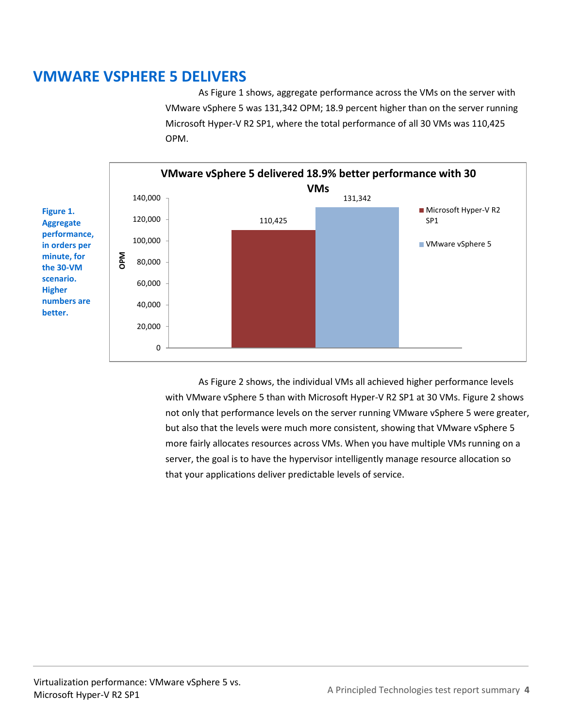# VMWARE VSPHERE 5 DELIVERS

As Figure 1 shows, aggregate performance across the VMs on the server with VMware vSphere 5 was 131,342 OPM; 18.9 percent higher than on the server running Microsoft Hyper-V R2 SP1, where the total performance of all 30 VMs was 110,425 OPM.

**VMware vSphere 5 delivered 18.9% better performance with 30 VMs**

| | OPM |
| --- | --- |
| Microsoft Hyper-V R2 SP1 | 110,425 |
| VMware vSphere 5 | 131,342 |

**Figure 1. Aggregate performance, in orders per minute, for the 30-VM scenario. Higher numbers are better.**

As Figure 2 shows, the individual VMs all achieved higher performance levels with VMware vSphere 5 than with Microsoft Hyper-V R2 SP1 at 30 VMs. Figure 2 shows not only that performance levels on the server running VMware vSphere 5 were greater, but also that the levels were much more consistent, showing that VMware vSphere 5 more fairly allocates resources across VMs. When you have multiple VMs running on a server, the goal is to have the hypervisor intelligently manage resource allocation so that your applications deliver predictable levels of service.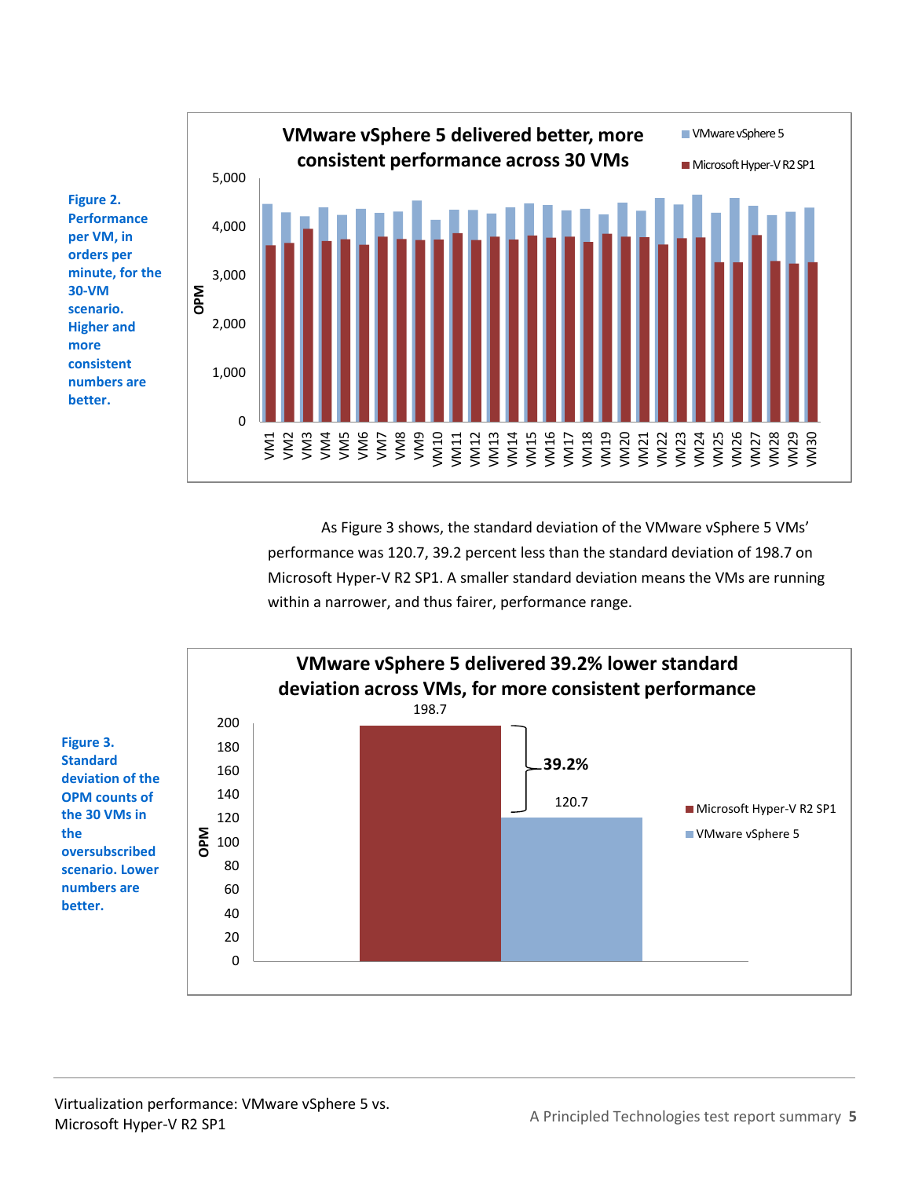**Figure 2. Performance per VM, in orders per minute, for the 30-VM scenario. Higher and more consistent numbers are better.**

As Figure 3 shows, the standard deviation of the VMware vSphere 5 VMs' performance was 120.7, 39.2 percent less than the standard deviation of 198.7 on Microsoft Hyper-V R2 SP1. A smaller standard deviation means the VMs are running within a narrower, and thus fairer, performance range.

**Figure 3. Standard deviation of the OPM counts of the 30 VMs in the oversubscribed scenario. Lower numbers are better.**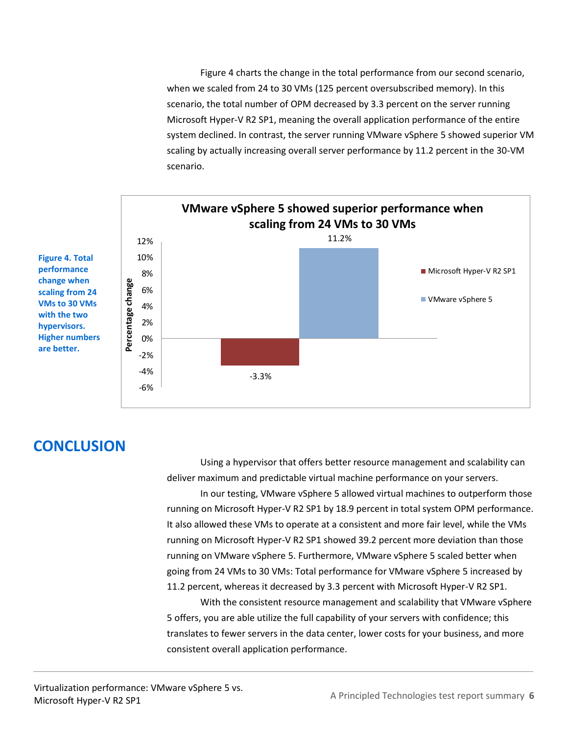Figure 4 charts the change in the total performance from our second scenario, when we scaled from 24 to 30 VMs (125 percent oversubscribed memory). In this scenario, the total number of OPM decreased by 3.3 percent on the server running Microsoft Hyper-V R2 SP1, meaning the overall application performance of the entire system declined. In contrast, the server running VMware vSphere 5 showed superior VM scaling by actually increasing overall server performance by 11.2 percent in the 30-VM scenario.

**Figure 4. Total performance change when scaling from 24 VMs to 30 VMs with the two hypervisors. Higher numbers are better.**

**VMware vSphere 5 showed superior performance when scaling from 24 VMs to 30 VMs**

| Hypervisor | Percentage change |
| --- | --- |
| Microsoft Hyper-V R2 SP1 | -3.3% |
| VMware vSphere 5 | 11.2% |

## CONCLUSION

Using a hypervisor that offers better resource management and scalability can deliver maximum and predictable virtual machine performance on your servers.

In our testing, VMware vSphere 5 allowed virtual machines to outperform those running on Microsoft Hyper-V R2 SP1 by 18.9 percent in total system OPM performance. It also allowed these VMs to operate at a consistent and more fair level, while the VMs running on Microsoft Hyper-V R2 SP1 showed 39.2 percent more deviation than those running on VMware vSphere 5. Furthermore, VMware vSphere 5 scaled better when going from 24 VMs to 30 VMs: Total performance for VMware vSphere 5 increased by 11.2 percent, whereas it decreased by 3.3 percent with Microsoft Hyper-V R2 SP1.

With the consistent resource management and scalability that VMware vSphere 5 offers, you are able utilize the full capability of your servers with confidence; this translates to fewer servers in the data center, lower costs for your business, and more consistent overall application performance.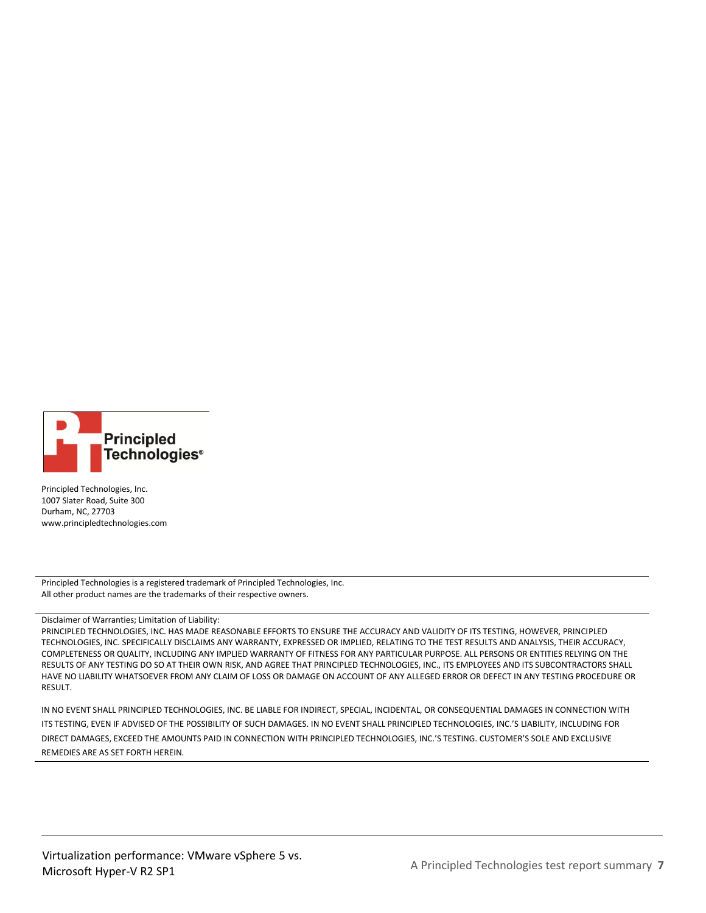Principled Technologies®

Principled Technologies, Inc.
1007 Slater Road, Suite 300
Durham, NC, 27703
www.principledtechnologies.com

Principled Technologies is a registered trademark of Principled Technologies, Inc.
All other product names are the trademarks of their respective owners.

Disclaimer of Warranties; Limitation of Liability:
PRINCIPLED TECHNOLOGIES, INC. HAS MADE REASONABLE EFFORTS TO ENSURE THE ACCURACY AND VALIDITY OF ITS TESTING, HOWEVER, PRINCIPLED TECHNOLOGIES, INC. SPECIFICALLY DISCLAIMS ANY WARRANTY, EXPRESSED OR IMPLIED, RELATING TO THE TEST RESULTS AND ANALYSIS, THEIR ACCURACY, COMPLETENESS OR QUALITY, INCLUDING ANY IMPLIED WARRANTY OF FITNESS FOR ANY PARTICULAR PURPOSE. ALL PERSONS OR ENTITIES RELYING ON THE RESULTS OF ANY TESTING DO SO AT THEIR OWN RISK, AND AGREE THAT PRINCIPLED TECHNOLOGIES, INC., ITS EMPLOYEES AND ITS SUBCONTRACTORS SHALL HAVE NO LIABILITY WHATSOEVER FROM ANY CLAIM OF LOSS OR DAMAGE ON ACCOUNT OF ANY ALLEGED ERROR OR DEFECT IN ANY TESTING PROCEDURE OR RESULT.

IN NO EVENT SHALL PRINCIPLED TECHNOLOGIES, INC. BE LIABLE FOR INDIRECT, SPECIAL, INCIDENTAL, OR CONSEQUENTIAL DAMAGES IN CONNECTION WITH ITS TESTING, EVEN IF ADVISED OF THE POSSIBILITY OF SUCH DAMAGES. IN NO EVENT SHALL PRINCIPLED TECHNOLOGIES, INC.'S LIABILITY, INCLUDING FOR DIRECT DAMAGES, EXCEED THE AMOUNTS PAID IN CONNECTION WITH PRINCIPLED TECHNOLOGIES, INC.'S TESTING. CUSTOMER'S SOLE AND EXCLUSIVE REMEDIES ARE AS SET FORTH HEREIN.